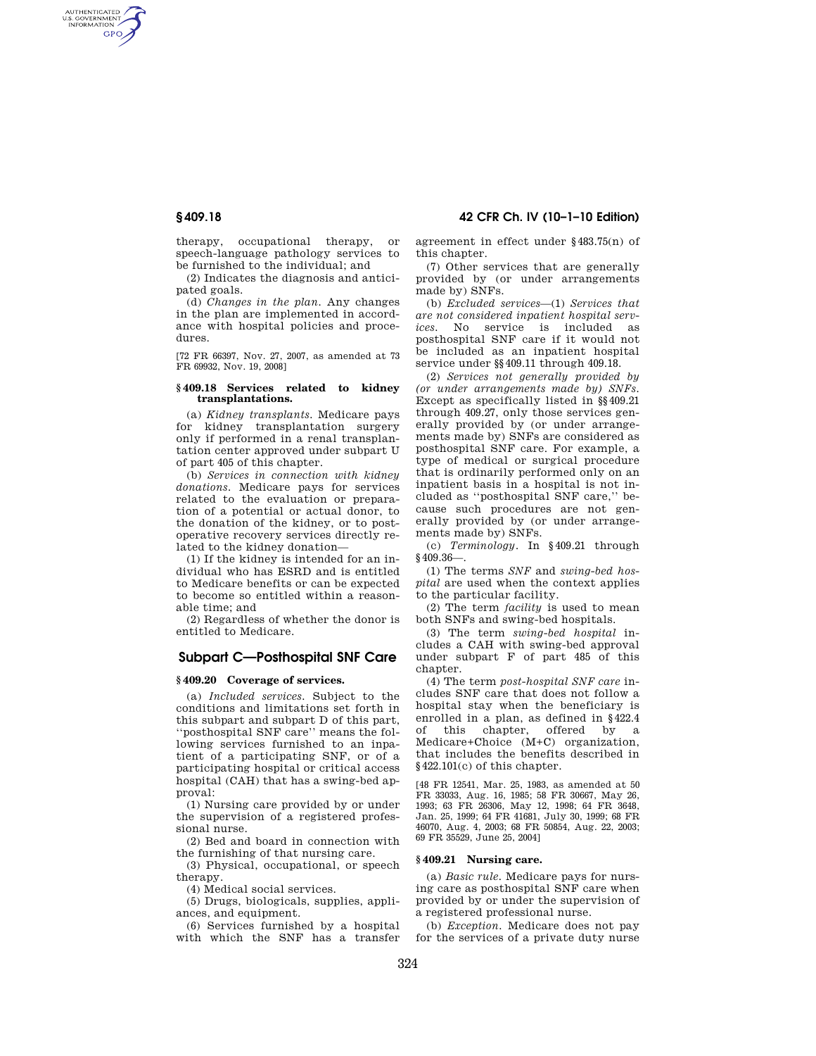therapy, occupational therapy, or speech-language pathology services to be furnished to the individual; and

(2) Indicates the diagnosis and anticipated goals.

(d) *Changes in the plan.* Any changes in the plan are implemented in accordance with hospital policies and procedures.

[72 FR 66397, Nov. 27, 2007, as amended at 73 FR 69932, Nov. 19, 2008]

### § 409.18 Services related to kidney transplantations.

(a) *Kidney transplants.* Medicare pays for kidney transplantation surgery only if performed in a renal transplantation center approved under subpart U of part 405 of this chapter.

(b) *Services in connection with kidney donations.* Medicare pays for services related to the evaluation or preparation of a potential or actual donor, to the donation of the kidney, or to postoperative recovery services directly related to the kidney donation—

(1) If the kidney is intended for an individual who has ESRD and is entitled to Medicare benefits or can be expected to become so entitled within a reasonable time; and

(2) Regardless of whether the donor is entitled to Medicare.

## Subpart C—Posthospital SNF Care

### § 409.20 Coverage of services.

(a) *Included services.* Subject to the conditions and limitations set forth in this subpart and subpart D of this part, ''posthospital SNF care'' means the following services furnished to an inpatient of a participating SNF, or of a participating hospital or critical access hospital (CAH) that has a swing-bed approval:

(1) Nursing care provided by or under the supervision of a registered professional nurse.

(2) Bed and board in connection with the furnishing of that nursing care.

(3) Physical, occupational, or speech therapy.

(4) Medical social services.

(5) Drugs, biologicals, supplies, appliances, and equipment.

(6) Services furnished by a hospital with which the SNF has a transfer agreement in effect under § 483.75(n) of this chapter.

(7) Other services that are generally provided by (or under arrangements made by) SNFs.

(b) *Excluded services*—(1) *Services that are not considered inpatient hospital services.* No service is included as posthospital SNF care if it would not be included as an inpatient hospital service under §§ 409.11 through 409.18.

(2) *Services not generally provided by (or under arrangements made by) SNFs.* Except as specifically listed in §§ 409.21 through 409.27, only those services generally provided by (or under arrangements made by) SNFs are considered as posthospital SNF care. For example, a type of medical or surgical procedure that is ordinarily performed only on an inpatient basis in a hospital is not included as ''posthospital SNF care,'' because such procedures are not generally provided by (or under arrangements made by) SNFs.

(c) *Terminology.* In § 409.21 through § 409.36—.

(1) The terms *SNF* and *swing-bed hospital* are used when the context applies to the particular facility.

(2) The term *facility* is used to mean both SNFs and swing-bed hospitals.

(3) The term *swing-bed hospital* includes a CAH with swing-bed approval under subpart F of part 485 of this chapter.

(4) The term *post-hospital SNF care* includes SNF care that does not follow a hospital stay when the beneficiary is enrolled in a plan, as defined in § 422.4 of this chapter, offered by a Medicare+Choice (M+C) organization, that includes the benefits described in § 422.101(c) of this chapter.

[48 FR 12541, Mar. 25, 1983, as amended at 50 FR 33033, Aug. 16, 1985; 58 FR 30667, May 26, 1993; 63 FR 26306, May 12, 1998; 64 FR 3648, Jan. 25, 1999; 64 FR 41681, July 30, 1999; 68 FR 46070, Aug. 4, 2003; 68 FR 50854, Aug. 22, 2003; 69 FR 35529, June 25, 2004]

### § 409.21 Nursing care.

(a) *Basic rule.* Medicare pays for nursing care as posthospital SNF care when provided by or under the supervision of a registered professional nurse.

(b) *Exception.* Medicare does not pay for the services of a private duty nurse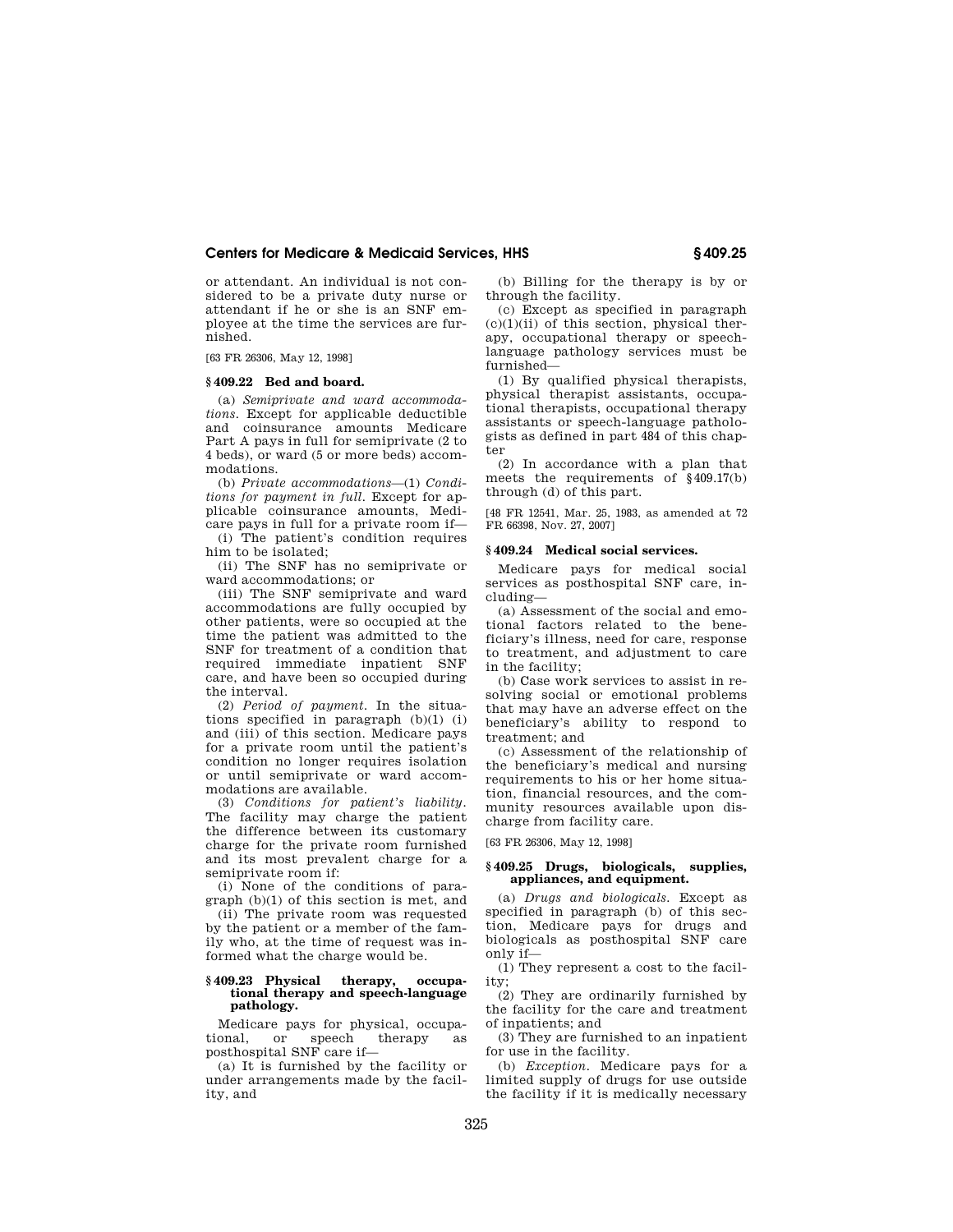or attendant. An individual is not considered to be a private duty nurse or attendant if he or she is an SNF employee at the time the services are furnished.

[63 FR 26306, May 12, 1998]

### § 409.22 Bed and board.

(a) *Semiprivate and ward accommodations.* Except for applicable deductible and coinsurance amounts Medicare Part A pays in full for semiprivate (2 to 4 beds), or ward (5 or more beds) accommodations.

(b) *Private accommodations*—(1) *Conditions for payment in full.* Except for applicable coinsurance amounts, Medicare pays in full for a private room if—

(i) The patient's condition requires him to be isolated;

(ii) The SNF has no semiprivate or ward accommodations; or

(iii) The SNF semiprivate and ward accommodations are fully occupied by other patients, were so occupied at the time the patient was admitted to the SNF for treatment of a condition that required immediate inpatient SNF care, and have been so occupied during the interval.

(2) *Period of payment.* In the situations specified in paragraph (b)(1) (i) and (iii) of this section. Medicare pays for a private room until the patient's condition no longer requires isolation or until semiprivate or ward accommodations are available.

(3) *Conditions for patient's liability.* The facility may charge the patient the difference between its customary charge for the private room furnished and its most prevalent charge for a semiprivate room if:

(i) None of the conditions of paragraph (b)(1) of this section is met, and

(ii) The private room was requested by the patient or a member of the family who, at the time of request was informed what the charge would be.

### § 409.23 Physical therapy, occupational therapy and speech-language pathology.

Medicare pays for physical, occupational, or speech therapy as posthospital SNF care if—

(a) It is furnished by the facility or under arrangements made by the facility, and

(b) Billing for the therapy is by or through the facility.

(c) Except as specified in paragraph (c)(1)(ii) of this section, physical therapy, occupational therapy or speech-language pathology services must be furnished—

(1) By qualified physical therapists, physical therapist assistants, occupational therapists, occupational therapy assistants or speech-language pathologists as defined in part 484 of this chapter

(2) In accordance with a plan that meets the requirements of §409.17(b) through (d) of this part.

[48 FR 12541, Mar. 25, 1983, as amended at 72 FR 66398, Nov. 27, 2007]

### § 409.24 Medical social services.

Medicare pays for medical social services as posthospital SNF care, including—

(a) Assessment of the social and emotional factors related to the beneficiary's illness, need for care, response to treatment, and adjustment to care in the facility;

(b) Case work services to assist in resolving social or emotional problems that may have an adverse effect on the beneficiary's ability to respond to treatment; and

(c) Assessment of the relationship of the beneficiary's medical and nursing requirements to his or her home situation, financial resources, and the community resources available upon discharge from facility care.

[63 FR 26306, May 12, 1998]

### § 409.25 Drugs, biologicals, supplies, appliances, and equipment.

(a) *Drugs and biologicals.* Except as specified in paragraph (b) of this section, Medicare pays for drugs and biologicals as posthospital SNF care only if—

(1) They represent a cost to the facility;

(2) They are ordinarily furnished by the facility for the care and treatment of inpatients; and

(3) They are furnished to an inpatient for use in the facility.

(b) *Exception.* Medicare pays for a limited supply of drugs for use outside the facility if it is medically necessary